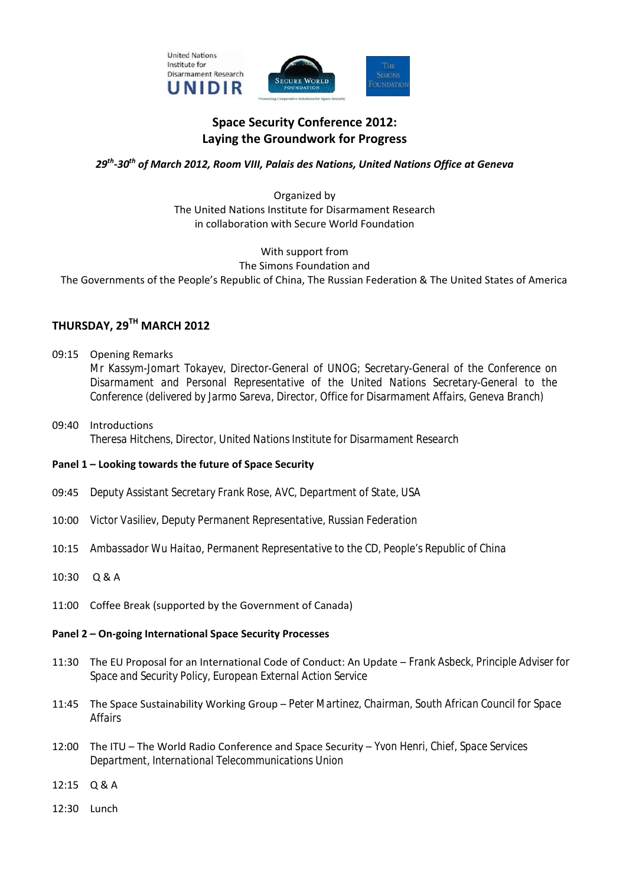United Nations Institute for Disarmament Research UNIDIR

SECURE WORLD FOUNDATION

THE SIMONS FOUNDATION

# Space Security Conference 2012: Laying the Groundwork for Progress

***29th-30th of March 2012, Room VIII, Palais des Nations, United Nations Office at Geneva***

Organized by
The United Nations Institute for Disarmament Research
in collaboration with Secure World Foundation

With support from
The Simons Foundation and
The Governments of the People's Republic of China, The Russian Federation & The United States of America

## THURSDAY, 29TH MARCH 2012

09:15 Opening Remarks
Mr Kassym-Jomart Tokayev, Director-General of UNOG; Secretary-General of the Conference on Disarmament and Personal Representative of the United Nations Secretary-General to the Conference (delivered by Jarmo Sareva, Director, Office for Disarmament Affairs, Geneva Branch)

09:40 Introductions
Theresa Hitchens, Director, United Nations Institute for Disarmament Research

**Panel 1 – Looking towards the future of Space Security**

09:45 Deputy Assistant Secretary Frank Rose, AVC, Department of State, USA

10:00 Victor Vasiliev, Deputy Permanent Representative, Russian Federation

10:15 Ambassador Wu Haitao, Permanent Representative to the CD, People's Republic of China

10:30 Q & A

11:00 Coffee Break (supported by the Government of Canada)

**Panel 2 – On-going International Space Security Processes**

11:30 The EU Proposal for an International Code of Conduct: An Update – Frank Asbeck, Principle Adviser for Space and Security Policy, European External Action Service

11:45 The Space Sustainability Working Group – Peter Martinez, Chairman, South African Council for Space Affairs

12:00 The ITU – The World Radio Conference and Space Security – Yvon Henri, Chief, Space Services Department, International Telecommunications Union

12:15 Q & A

12:30 Lunch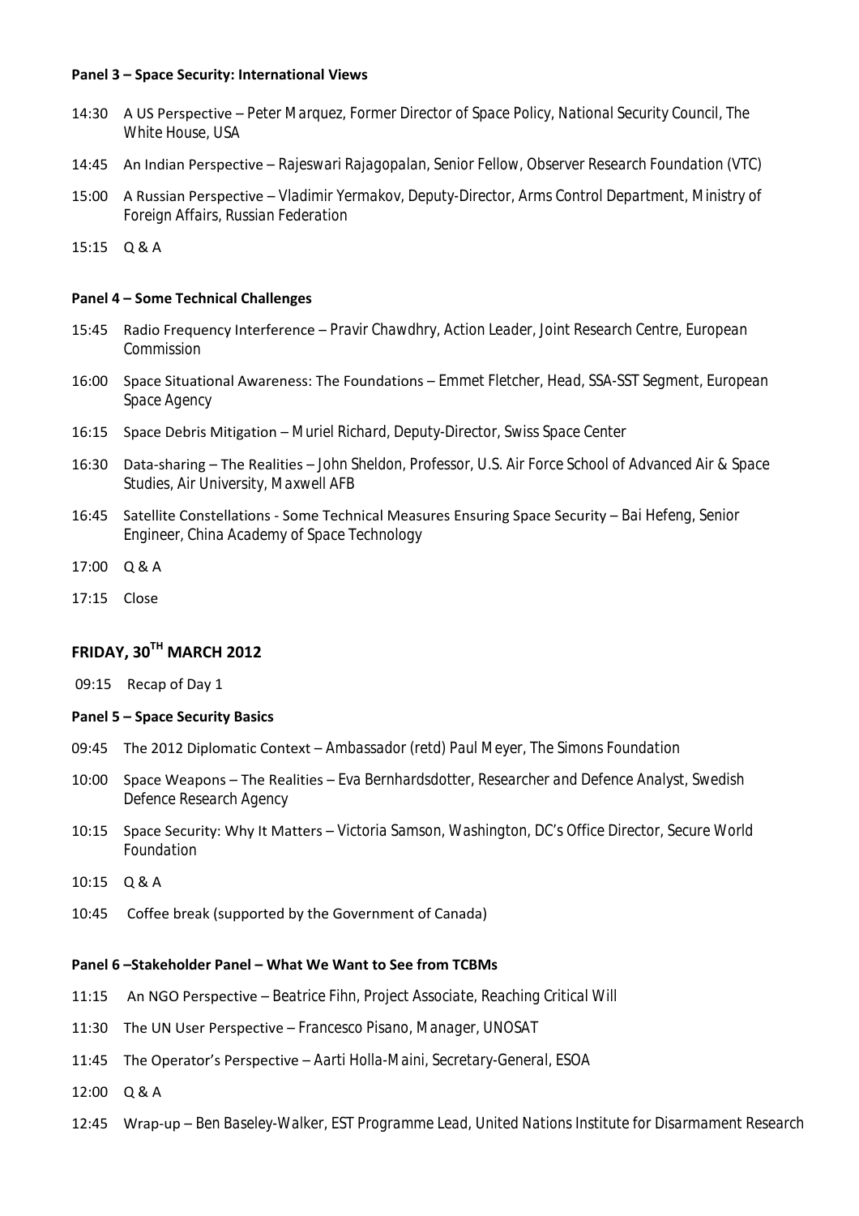**Panel 3 – Space Security: International Views**

14:30 A US Perspective – Peter Marquez, Former Director of Space Policy, National Security Council, The White House, USA

14:45 An Indian Perspective – Rajeswari Rajagopalan, Senior Fellow, Observer Research Foundation (VTC)

15:00 A Russian Perspective – Vladimir Yermakov, Deputy-Director, Arms Control Department, Ministry of Foreign Affairs, Russian Federation

15:15 Q & A

**Panel 4 – Some Technical Challenges**

15:45 Radio Frequency Interference – Pravir Chawdhry, Action Leader, Joint Research Centre, European Commission

16:00 Space Situational Awareness: The Foundations – Emmet Fletcher, Head, SSA-SST Segment, European Space Agency

16:15 Space Debris Mitigation – Muriel Richard, Deputy-Director, Swiss Space Center

16:30 Data-sharing – The Realities – John Sheldon, Professor, U.S. Air Force School of Advanced Air & Space Studies, Air University, Maxwell AFB

16:45 Satellite Constellations - Some Technical Measures Ensuring Space Security – Bai Hefeng, Senior Engineer, China Academy of Space Technology

17:00 Q & A

17:15 Close

## FRIDAY, 30TH MARCH 2012

09:15 Recap of Day 1

**Panel 5 – Space Security Basics**

09:45 The 2012 Diplomatic Context – Ambassador (retd) Paul Meyer, The Simons Foundation

10:00 Space Weapons – The Realities – Eva Bernhardsdotter, Researcher and Defence Analyst, Swedish Defence Research Agency

10:15 Space Security: Why It Matters – Victoria Samson, Washington, DC's Office Director, Secure World Foundation

10:15 Q & A

10:45 Coffee break (supported by the Government of Canada)

**Panel 6 –Stakeholder Panel – What We Want to See from TCBMs**

11:15 An NGO Perspective – Beatrice Fihn, Project Associate, Reaching Critical Will

11:30 The UN User Perspective – Francesco Pisano, Manager, UNOSAT

11:45 The Operator's Perspective – Aarti Holla-Maini, Secretary-General, ESOA

12:00 Q & A

12:45 Wrap-up – Ben Baseley-Walker, EST Programme Lead, United Nations Institute for Disarmament Research